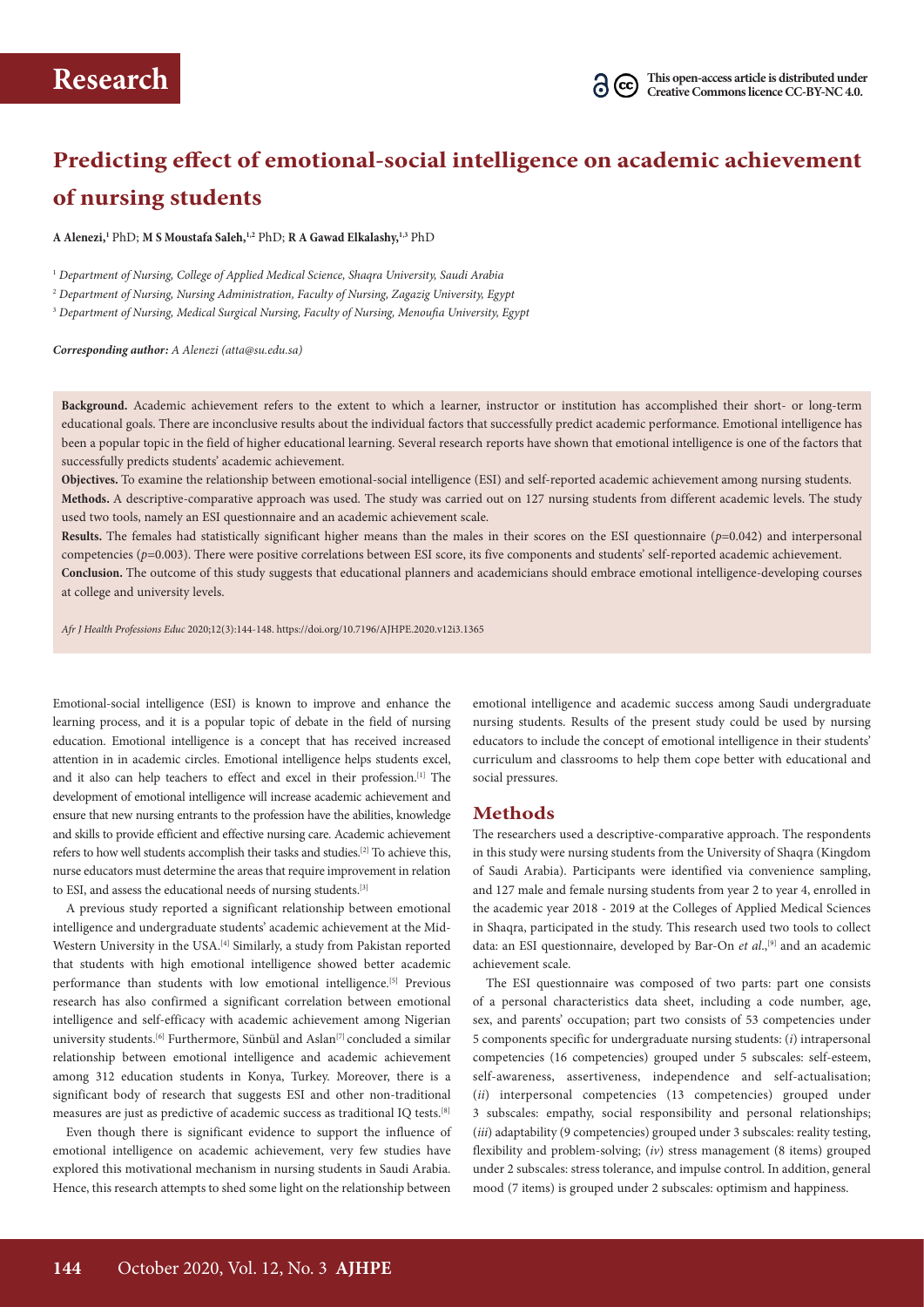# Predicting effect of emotional-social intelligence on academic achievement of nursing students

**A Alenezi,[1]** PhD; **M S Moustafa Saleh,[1,2]** PhD; **R A Gawad Elkalashy,[1,3]** PhD

[1] *Department of Nursing, College of Applied Medical Science, Shaqra University, Saudi Arabia*

[2] *Department of Nursing, Nursing Administration, Faculty of Nursing, Zagazig University, Egypt*

[3] *Department of Nursing, Medical Surgical Nursing, Faculty of Nursing, Menoufia University, Egypt*

***Corresponding author:*** *A Alenezi (atta@su.edu.sa)*

**Background.** Academic achievement refers to the extent to which a learner, instructor or institution has accomplished their short- or long-term educational goals. There are inconclusive results about the individual factors that successfully predict academic performance. Emotional intelligence has been a popular topic in the field of higher educational learning. Several research reports have shown that emotional intelligence is one of the factors that successfully predicts students' academic achievement.

**Objectives.** To examine the relationship between emotional-social intelligence (ESI) and self-reported academic achievement among nursing students.

**Methods.** A descriptive-comparative approach was used. The study was carried out on 127 nursing students from different academic levels. The study used two tools, namely an ESI questionnaire and an academic achievement scale.

**Results.** The females had statistically significant higher means than the males in their scores on the ESI questionnaire ($p=0.042$) and interpersonal competencies ($p=0.003$). There were positive correlations between ESI score, its five components and students' self-reported academic achievement.

**Conclusion.** The outcome of this study suggests that educational planners and academicians should embrace emotional intelligence-developing courses at college and university levels.

*Afr J Health Professions Educ* 2020;12(3):144-148. https://doi.org/10.7196/AJHPE.2020.v12i3.1365

Emotional-social intelligence (ESI) is known to improve and enhance the learning process, and it is a popular topic of debate in the field of nursing education. Emotional intelligence is a concept that has received increased attention in in academic circles. Emotional intelligence helps students excel, and it also can help teachers to effect and excel in their profession.[1] The development of emotional intelligence will increase academic achievement and ensure that new nursing entrants to the profession have the abilities, knowledge and skills to provide efficient and effective nursing care. Academic achievement refers to how well students accomplish their tasks and studies.[2] To achieve this, nurse educators must determine the areas that require improvement in relation to ESI, and assess the educational needs of nursing students.[3]

A previous study reported a significant relationship between emotional intelligence and undergraduate students' academic achievement at the Mid-Western University in the USA.[4] Similarly, a study from Pakistan reported that students with high emotional intelligence showed better academic performance than students with low emotional intelligence.[5] Previous research has also confirmed a significant correlation between emotional intelligence and self-efficacy with academic achievement among Nigerian university students.[6] Furthermore, Sünbül and Aslan[7] concluded a similar relationship between emotional intelligence and academic achievement among 312 education students in Konya, Turkey. Moreover, there is a significant body of research that suggests ESI and other non-traditional measures are just as predictive of academic success as traditional IQ tests.[8]

Even though there is significant evidence to support the influence of emotional intelligence on academic achievement, very few studies have explored this motivational mechanism in nursing students in Saudi Arabia. Hence, this research attempts to shed some light on the relationship between emotional intelligence and academic success among Saudi undergraduate nursing students. Results of the present study could be used by nursing educators to include the concept of emotional intelligence in their students' curriculum and classrooms to help them cope better with educational and social pressures.

## Methods

The researchers used a descriptive-comparative approach. The respondents in this study were nursing students from the University of Shaqra (Kingdom of Saudi Arabia). Participants were identified via convenience sampling, and 127 male and female nursing students from year 2 to year 4, enrolled in the academic year 2018 - 2019 at the Colleges of Applied Medical Sciences in Shaqra, participated in the study. This research used two tools to collect data: an ESI questionnaire, developed by Bar-On *et al*.,[9] and an academic achievement scale.

The ESI questionnaire was composed of two parts: part one consists of a personal characteristics data sheet, including a code number, age, sex, and parents' occupation; part two consists of 53 competencies under 5 components specific for undergraduate nursing students: (*i*) intrapersonal competencies (16 competencies) grouped under 5 subscales: self-esteem, self-awareness, assertiveness, independence and self-actualisation; (*ii*) interpersonal competencies (13 competencies) grouped under 3 subscales: empathy, social responsibility and personal relationships; (*iii*) adaptability (9 competencies) grouped under 3 subscales: reality testing, flexibility and problem-solving; (*iv*) stress management (8 items) grouped under 2 subscales: stress tolerance, and impulse control. In addition, general mood (7 items) is grouped under 2 subscales: optimism and happiness.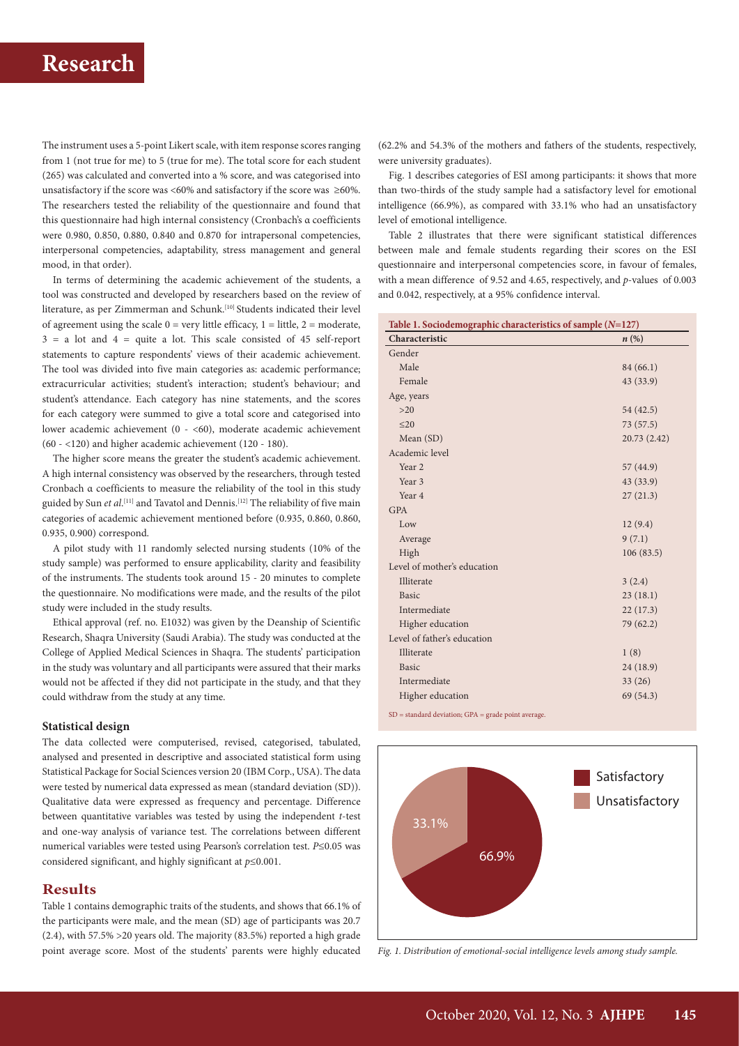The instrument uses a 5-point Likert scale, with item response scores ranging from 1 (not true for me) to 5 (true for me). The total score for each student (265) was calculated and converted into a % score, and was categorised into unsatisfactory if the score was <60% and satisfactory if the score was ≥60%. The researchers tested the reliability of the questionnaire and found that this questionnaire had high internal consistency (Cronbach's α coefficients were 0.980, 0.850, 0.880, 0.840 and 0.870 for intrapersonal competencies, interpersonal competencies, adaptability, stress management and general mood, in that order).

In terms of determining the academic achievement of the students, a tool was constructed and developed by researchers based on the review of literature, as per Zimmerman and Schunk.[10] Students indicated their level of agreement using the scale 0 = very little efficacy, 1 = little, 2 = moderate, 3 = a lot and 4 = quite a lot. This scale consisted of 45 self-report statements to capture respondents' views of their academic achievement. The tool was divided into five main categories as: academic performance; extracurricular activities; student's interaction; student's behaviour; and student's attendance. Each category has nine statements, and the scores for each category were summed to give a total score and categorised into lower academic achievement (0 - <60), moderate academic achievement (60 - <120) and higher academic achievement (120 - 180).

The higher score means the greater the student's academic achievement. A high internal consistency was observed by the researchers, through tested Cronbach α coefficients to measure the reliability of the tool in this study guided by Sun *et al*.[11] and Tavatol and Dennis.[12] The reliability of five main categories of academic achievement mentioned before (0.935, 0.860, 0.860, 0.935, 0.900) correspond.

A pilot study with 11 randomly selected nursing students (10% of the study sample) was performed to ensure applicability, clarity and feasibility of the instruments. The students took around 15 - 20 minutes to complete the questionnaire. No modifications were made, and the results of the pilot study were included in the study results.

Ethical approval (ref. no. E1032) was given by the Deanship of Scientific Research, Shaqra University (Saudi Arabia). The study was conducted at the College of Applied Medical Sciences in Shaqra. The students' participation in the study was voluntary and all participants were assured that their marks would not be affected if they did not participate in the study, and that they could withdraw from the study at any time.

### Statistical design

The data collected were computerised, revised, categorised, tabulated, analysed and presented in descriptive and associated statistical form using Statistical Package for Social Sciences version 20 (IBM Corp., USA). The data were tested by numerical data expressed as mean (standard deviation (SD)). Qualitative data were expressed as frequency and percentage. Difference between quantitative variables was tested by using the independent *t*-test and one-way analysis of variance test. The correlations between different numerical variables were tested using Pearson's correlation test. $P \leq 0.05$ was considered significant, and highly significant at $p \leq 0.001$.

## Results

Table 1 contains demographic traits of the students, and shows that 66.1% of the participants were male, and the mean (SD) age of participants was 20.7 (2.4), with 57.5% >20 years old. The majority (83.5%) reported a high grade point average score. Most of the students' parents were highly educated (62.2% and 54.3% of the mothers and fathers of the students, respectively, were university graduates).

Fig. 1 describes categories of ESI among participants: it shows that more than two-thirds of the study sample had a satisfactory level for emotional intelligence (66.9%), as compared with 33.1% who had an unsatisfactory level of emotional intelligence.

Table 2 illustrates that there were significant statistical differences between male and female students regarding their scores on the ESI questionnaire and interpersonal competencies score, in favour of females, with a mean difference of 9.52 and 4.65, respectively, and *p*-values of 0.003 and 0.042, respectively, at a 95% confidence interval.

**Table 1. Sociodemographic characteristics of sample (*N*=127)**

| Characteristic | *n* (%) |
|---|---|
| Gender | |
| Male | 84 (66.1) |
| Female | 43 (33.9) |
| Age, years | |
| >20 | 54 (42.5) |
| ≤20 | 73 (57.5) |
| Mean (SD) | 20.73 (2.42) |
| Academic level | |
| Year 2 | 57 (44.9) |
| Year 3 | 43 (33.9) |
| Year 4 | 27 (21.3) |
| GPA | |
| Low | 12 (9.4) |
| Average | 9 (7.1) |
| High | 106 (83.5) |
| Level of mother's education | |
| Illiterate | 3 (2.4) |
| Basic | 23 (18.1) |
| Intermediate | 22 (17.3) |
| Higher education | 79 (62.2) |
| Level of father's education | |
| Illiterate | 1 (8) |
| Basic | 24 (18.9) |
| Intermediate | 33 (26) |
| Higher education | 69 (54.3) |

SD = standard deviation; GPA = grade point average.

*Fig. 1. Distribution of emotional-social intelligence levels among study sample.*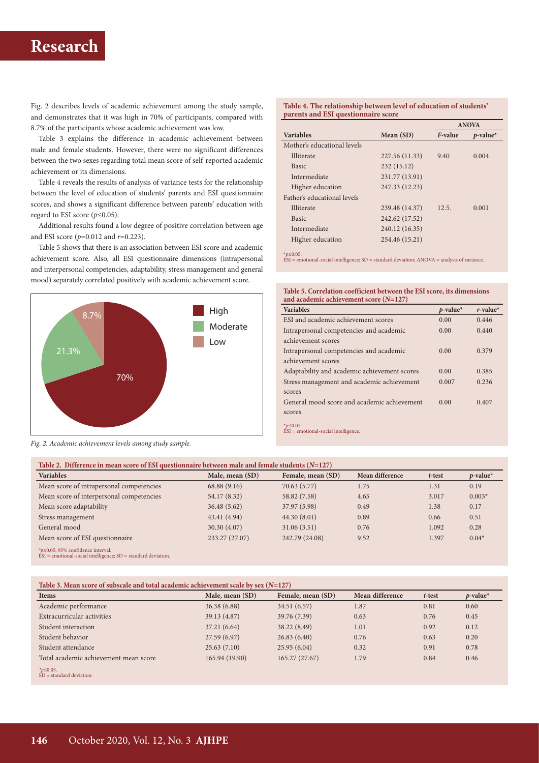Fig. 2 describes levels of academic achievement among the study sample, and demonstrates that it was high in 70% of participants, compared with 8.7% of the participants whose academic achievement was low.

Table 3 explains the difference in academic achievement between male and female students. However, there were no significant differences between the two sexes regarding total mean score of self-reported academic achievement or its dimensions.

Table 4 reveals the results of analysis of variance tests for the relationship between the level of education of students' parents and ESI questionnaire scores, and shows a significant difference between parents' education with regard to ESI score ($p \le 0.05$).

Additional results found a low degree of positive correlation between age and ESI score ($p$=0.012 and $r$=0.223).

Table 5 shows that there is an association between ESI score and academic achievement score. Also, all ESI questionnaire dimensions (intrapersonal and interpersonal competencies, adaptability, stress management and general mood) separately correlated positively with academic achievement score.

Fig. 2. Academic achievement levels among study sample. (High: 70%; Moderate: 21.3%; Low: 8.7%)

**Table 4. The relationship between level of education of students' parents and ESI questionnaire score**

| Variables | Mean (SD) | ANOVA | |
|---|---|---|---|
| | | *F*-value | *p*-value* |
| Mother's educational levels | | | |
| Illiterate | 227.56 (11.33) | 9.40 | 0.004 |
| Basic | 232 (15.12) | | |
| Intermediate | 231.77 (13.91) | | |
| Higher education | 247.33 (12.23) | | |
| Father's educational levels | | | |
| Illiterate | 239.48 (14.37) | 12.5. | 0.001 |
| Basic | 242.62 (17.52) | | |
| Intermediate | 240.12 (16.35) | | |
| Higher education | 254.46 (15.21) | | |

*$p \le 0.05$.
ESI = emotional-social intelligence; SD = standard deviation; ANOVA = analysis of variance.

**Table 5. Correlation coefficient between the ESI score, its dimensions and academic achievement score ($N$=127)**

| Variables | *p*-value* | *r*-value* |
|---|---|---|
| ESI and academic achievement scores | 0.00 | 0.446 |
| Intrapersonal competencies and academic achievement scores | 0.00 | 0.440 |
| Intrapersonal competencies and academic achievement scores | 0.00 | 0.379 |
| Adaptability and academic achievement scores | 0.00 | 0.385 |
| Stress management and academic achievement scores | 0.007 | 0.236 |
| General mood score and academic achievement scores | 0.00 | 0.407 |

*$p \le 0.01$.
ESI = emotional-social intelligence.

**Table 2. Difference in mean score of ESI questionnaire between male and female students ($N$=127)**

| Variables | Male, mean (SD) | Female, mean (SD) | Mean difference | *t*-test | *p*-value* |
|---|---|---|---|---|---|
| Mean score of intrapersonal competencies | 68.88 (9.16) | 70.63 (5.77) | 1.75 | 1.31 | 0.19 |
| Mean score of interpersonal competencies | 54.17 (8.32) | 58.82 (7.58) | 4.65 | 3.017 | 0.003* |
| Mean score adaptability | 36.48 (5.62) | 37.97 (5.98) | 0.49 | 1.38 | 0.17 |
| Stress management | 43.41 (4.94) | 44.30 (8.01) | 0.89 | 0.66 | 0.51 |
| General mood | 30.30 (4.07) | 31.06 (3.51) | 0.76 | 1.092 | 0.28 |
| Mean score of ESI questionnaire | 233.27 (27.07) | 242.79 (24.08) | 9.52 | 1.397 | 0.04* |

*$p \le 0.05$; 95% confidence interval.
ESI = emotional-social intelligence; SD = standard deviation.

**Table 3. Mean score of subscale and total academic achievement scale by sex ($N$=127)**

| Items | Male, mean (SD) | Female, mean (SD) | Mean difference | *t*-test | *p*-value* |
|---|---|---|---|---|---|
| Academic performance | 36.38 (6.88) | 34.51 (6.57) | 1.87 | 0.81 | 0.60 |
| Extracurricular activities | 39.13 (4.87) | 39.76 (7.39) | 0.63 | 0.76 | 0.45 |
| Student interaction | 37.21 (6.64) | 38.22 (8.49) | 1.01 | 0.92 | 0.12 |
| Student behavior | 27.59 (6.97) | 26.83 (6.40) | 0.76 | 0.63 | 0.20 |
| Student attendance | 25.63 (7.10) | 25.95 (6.04) | 0.32 | 0.91 | 0.78 |
| Total academic achievement mean score | 165.94 (19.90) | 165.27 (27.67) | 1.79 | 0.84 | 0.46 |

*$p \le 0.05$.
SD = standard deviation.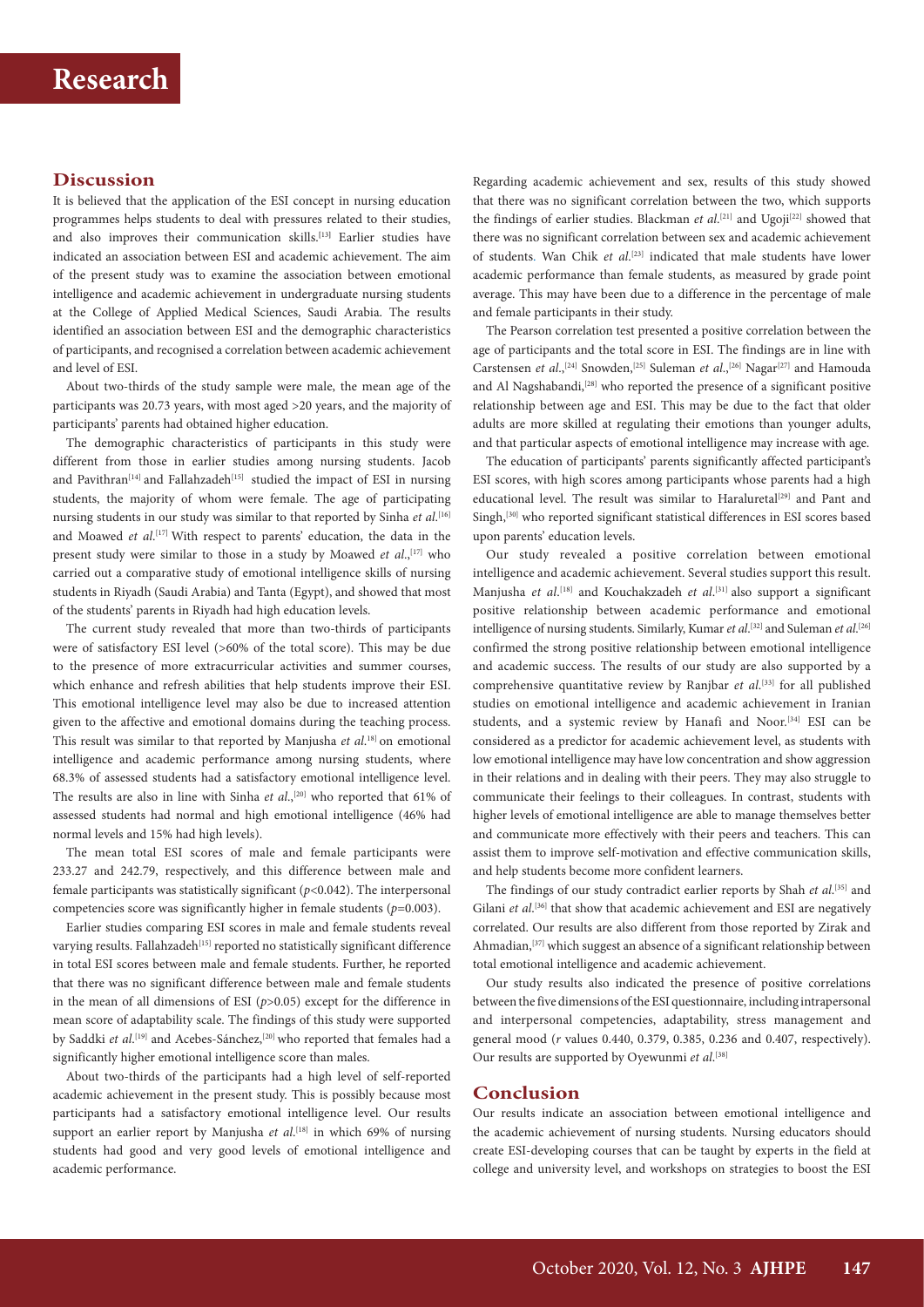## Discussion

It is believed that the application of the ESI concept in nursing education programmes helps students to deal with pressures related to their studies, and also improves their communication skills.[13] Earlier studies have indicated an association between ESI and academic achievement. The aim of the present study was to examine the association between emotional intelligence and academic achievement in undergraduate nursing students at the College of Applied Medical Sciences, Saudi Arabia. The results identified an association between ESI and the demographic characteristics of participants, and recognised a correlation between academic achievement and level of ESI.

About two-thirds of the study sample were male, the mean age of the participants was 20.73 years, with most aged >20 years, and the majority of participants' parents had obtained higher education.

The demographic characteristics of participants in this study were different from those in earlier studies among nursing students. Jacob and Pavithran[14] and Fallahzadeh[15] studied the impact of ESI in nursing students, the majority of whom were female. The age of participating nursing students in our study was similar to that reported by Sinha *et al.*[16] and Moawed *et al.*[17] With respect to parents' education, the data in the present study were similar to those in a study by Moawed *et al.*,[17] who carried out a comparative study of emotional intelligence skills of nursing students in Riyadh (Saudi Arabia) and Tanta (Egypt), and showed that most of the students' parents in Riyadh had high education levels.

The current study revealed that more than two-thirds of participants were of satisfactory ESI level (>60% of the total score). This may be due to the presence of more extracurricular activities and summer courses, which enhance and refresh abilities that help students improve their ESI. This emotional intelligence level may also be due to increased attention given to the affective and emotional domains during the teaching process. This result was similar to that reported by Manjusha *et al.*[18] on emotional intelligence and academic performance among nursing students, where 68.3% of assessed students had a satisfactory emotional intelligence level. The results are also in line with Sinha *et al.*,[20] who reported that 61% of assessed students had normal and high emotional intelligence (46% had normal levels and 15% had high levels).

The mean total ESI scores of male and female participants were 233.27 and 242.79, respectively, and this difference between male and female participants was statistically significant ($p$<0.042). The interpersonal competencies score was significantly higher in female students ($p$=0.003).

Earlier studies comparing ESI scores in male and female students reveal varying results. Fallahzadeh[15] reported no statistically significant difference in total ESI scores between male and female students. Further, he reported that there was no significant difference between male and female students in the mean of all dimensions of ESI ($p$>0.05) except for the difference in mean score of adaptability scale. The findings of this study were supported by Saddki *et al.*[19] and Acebes-Sánchez,[20] who reported that females had a significantly higher emotional intelligence score than males.

About two-thirds of the participants had a high level of self-reported academic achievement in the present study. This is possibly because most participants had a satisfactory emotional intelligence level. Our results support an earlier report by Manjusha *et al.*[18] in which 69% of nursing students had good and very good levels of emotional intelligence and academic performance.

Regarding academic achievement and sex, results of this study showed that there was no significant correlation between the two, which supports the findings of earlier studies. Blackman *et al.*[21] and Ugoji[22] showed that there was no significant correlation between sex and academic achievement of students. Wan Chik *et al.*[23] indicated that male students have lower academic performance than female students, as measured by grade point average. This may have been due to a difference in the percentage of male and female participants in their study.

The Pearson correlation test presented a positive correlation between the age of participants and the total score in ESI. The findings are in line with Carstensen *et al.*,[24] Snowden,[25] Suleman *et al.*,[26] Nagar[27] and Hamouda and Al Nagshabandi,[28] who reported the presence of a significant positive relationship between age and ESI. This may be due to the fact that older adults are more skilled at regulating their emotions than younger adults, and that particular aspects of emotional intelligence may increase with age.

The education of participants' parents significantly affected participant's ESI scores, with high scores among participants whose parents had a high educational level. The result was similar to Haraluretal[29] and Pant and Singh,[30] who reported significant statistical differences in ESI scores based upon parents' education levels.

Our study revealed a positive correlation between emotional intelligence and academic achievement. Several studies support this result. Manjusha *et al.*[18] and Kouchakzadeh *et al.*[31] also support a significant positive relationship between academic performance and emotional intelligence of nursing students. Similarly, Kumar *et al.*[32] and Suleman *et al.*[26] confirmed the strong positive relationship between emotional intelligence and academic success. The results of our study are also supported by a comprehensive quantitative review by Ranjbar *et al.*[33] for all published studies on emotional intelligence and academic achievement in Iranian students, and a systemic review by Hanafi and Noor.[34] ESI can be considered as a predictor for academic achievement level, as students with low emotional intelligence may have low concentration and show aggression in their relations and in dealing with their peers. They may also struggle to communicate their feelings to their colleagues. In contrast, students with higher levels of emotional intelligence are able to manage themselves better and communicate more effectively with their peers and teachers. This can assist them to improve self-motivation and effective communication skills, and help students become more confident learners.

The findings of our study contradict earlier reports by Shah *et al.*[35] and Gilani *et al.*[36] that show that academic achievement and ESI are negatively correlated. Our results are also different from those reported by Zirak and Ahmadian,[37] which suggest an absence of a significant relationship between total emotional intelligence and academic achievement.

Our study results also indicated the presence of positive correlations between the five dimensions of the ESI questionnaire, including intrapersonal and interpersonal competencies, adaptability, stress management and general mood ($r$ values 0.440, 0.379, 0.385, 0.236 and 0.407, respectively). Our results are supported by Oyewunmi *et al.*[38]

## Conclusion

Our results indicate an association between emotional intelligence and the academic achievement of nursing students. Nursing educators should create ESI-developing courses that can be taught by experts in the field at college and university level, and workshops on strategies to boost the ESI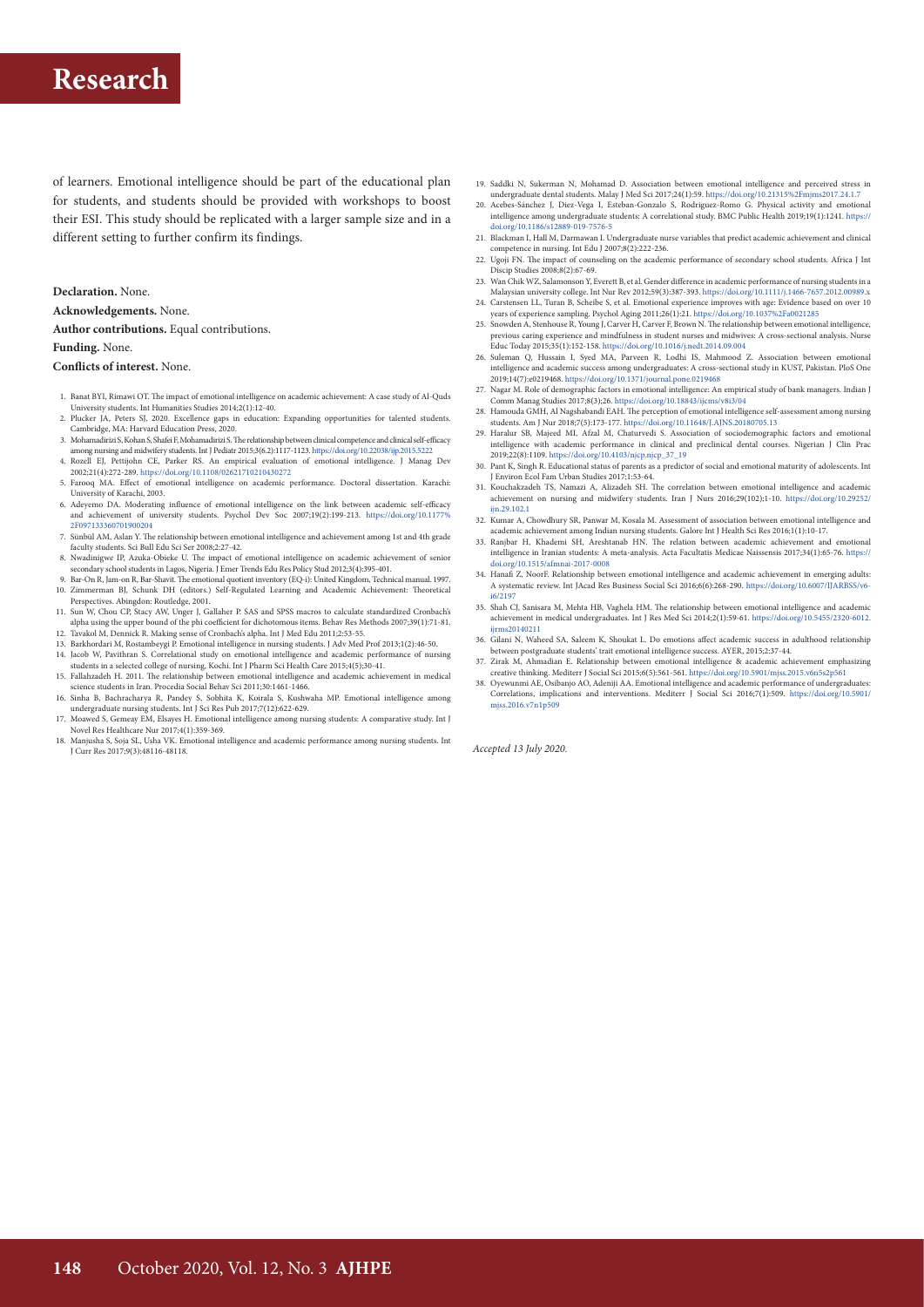of learners. Emotional intelligence should be part of the educational plan for students, and students should be provided with workshops to boost their ESI. This study should be replicated with a larger sample size and in a different setting to further confirm its findings.

**Declaration.** None.

**Acknowledgements.** None.

**Author contributions.** Equal contributions.

**Funding.** None.

**Conflicts of interest.** None.

1. Banat BYI, Rimawi OT. The impact of emotional intelligence on academic achievement: A case study of Al-Quds University students. Int Humanities Studies 2014;2(1):12-40.
2. Plucker JA, Peters SJ, 2020. Excellence gaps in education: Expanding opportunities for talented students. Cambridge, MA: Harvard Education Press, 2020.
3. Mohamadirizi S, Kohan S, Shafei F, Mohamadirizi S. The relationship between clinical competence and clinical self-efficacy among nursing and midwifery students. Int J Pediatr 2015;3(6.2):1117-1123. https://doi.org/10.22038/ijp.2015.5222
4. Rozell EJ, Pettijohn CE, Parker RS. An empirical evaluation of emotional intelligence. J Manag Dev 2002;21(4):272-289. https://doi.org/10.1108/02621710210430272
5. Farooq MA. Effect of emotional intelligence on academic performance. Doctoral dissertation. Karachi: University of Karachi, 2003.
6. Adeyemo DA. Moderating influence of emotional intelligence on the link between academic self-efficacy and achievement of university students. Psychol Dev Soc 2007;19(2):199-213. https://doi.org/10.1177%2F097133360701900204
7. Sünbül AM, Aslan Y. The relationship between emotional intelligence and achievement among 1st and 4th grade faculty students. Sci Bull Edu Sci Ser 2008;2:27-42.
8. Nwadinigwe IP, Azuka-Obieke U. The impact of emotional intelligence on academic achievement of senior secondary school students in Lagos, Nigeria. J Emer Trends Edu Res Policy Stud 2012;3(4):395-401.
9. Bar-On R, Jam-on R, Bar-Shavit. The emotional quotient inventory (EQ-i): United Kingdom, Technical manual. 1997.
10. Zimmerman BJ, Schunk DH (editors.) Self-Regulated Learning and Academic Achievement: Theoretical Perspectives. Abingdon: Routledge, 2001.
11. Sun W, Chou CP, Stacy AW, Unger J, Gallaher P. SAS and SPSS macros to calculate standardized Cronbach's alpha using the upper bound of the phi coefficient for dichotomous items. Behav Res Methods 2007;39(1):71-81.
12. Tavakol M, Dennick R. Making sense of Cronbach's alpha. Int J Med Edu 2011;2:53-55.
13. Barkhordari M, Rostambeygi P. Emotional intelligence in nursing students. J Adv Med Prof 2013;1(2):46-50.
14. Jacob W, Pavithran S. Correlational study on emotional intelligence and academic performance of nursing students in a selected college of nursing, Kochi. Int J Pharm Sci Health Care 2015;4(5):30-41.
15. Fallahzadeh H. 2011. The relationship between emotional intelligence and academic achievement in medical science students in Iran. Procedia Social Behav Sci 2011;30:1461-1466.
16. Sinha B, Bachracharya R, Pandey S, Sobhita K, Koirala S, Kushwaha MP. Emotional intelligence among undergraduate nursing students. Int J Sci Res Pub 2017;7(12):622-629.
17. Moawed S, Gemeay EM, Elsayes H. Emotional intelligence among nursing students: A comparative study. Int J Novel Res Healthcare Nur 2017;4(1):359-369.
18. Manjusha S, Soja SL, Usha VK. Emotional intelligence and academic performance among nursing students. Int J Curr Res 2017;9(3):48116-48118.
19. Saddki N, Sukerman N, Mohamad D. Association between emotional intelligence and perceived stress in undergraduate dental students. Malay J Med Sci 2017;24(1):59. https://doi.org/10.21315%2Fmjms2017.24.1.7
20. Acebes-Sánchez J, Diez-Vega I, Esteban-Gonzalo S, Rodriguez-Romo G. Physical activity and emotional intelligence among undergraduate students: A correlational study. BMC Public Health 2019;19(1):1241. https://doi.org/10.1186/s12889-019-7576-5
21. Blackman I, Hall M, Darmawan I. Undergraduate nurse variables that predict academic achievement and clinical competence in nursing. Int Edu J 2007;8(2):222-236.
22. Ugoji FN. The impact of counseling on the academic performance of secondary school students. Africa J Int Discip Studies 2008;8(2):67-69.
23. Wan Chik WZ, Salamonson Y, Everett B, et al. Gender difference in academic performance of nursing students in a Malaysian university college. Int Nur Rev 2012;59(3):387-393. https://doi.org/10.1111/j.1466-7657.2012.00989.x
24. Carstensen LL, Turan B, Scheibe S, et al. Emotional experience improves with age: Evidence based on over 10 years of experience sampling. Psychol Aging 2011;26(1):21. https://doi.org/10.1037%2Fa0021285
25. Snowden A, Stenhouse R, Young J, Carver H, Carver F, Brown N. The relationship between emotional intelligence, previous caring experience and mindfulness in student nurses and midwives: A cross-sectional analysis. Nurse Educ Today 2015;35(1):152-158. https://doi.org/10.1016/j.nedt.2014.09.004
26. Suleman Q, Hussain I, Syed MA, Parveen R, Lodhi IS, Mahmood Z. Association between emotional intelligence and academic success among undergraduates: A cross-sectional study in KUST, Pakistan. PloS One 2019;14(7):e0219468. https://doi.org/10.1371/journal.pone.0219468
27. Nagar M. Role of demographic factors in emotional intelligence: An empirical study of bank managers. Indian J Comm Manag Studies 2017;8(3);26. https://doi.org/10.18843/ijcms/v8i3/04
28. Hamouda GMH, Al Nagshabandi EAH. The perception of emotional intelligence self-assessment among nursing students. Am J Nur 2018;7(5):173-177. https://doi.org/10.11648/J.AJNS.20180705.13
29. Haralur SB, Majeed MI, Afzal M, Chaturvedi S. Association of sociodemographic factors and emotional intelligence with academic performance in clinical and preclinical dental courses. Nigerian J Clin Prac 2019;22(8):1109. https://doi.org/10.4103/njcp.njcp_37_19
30. Pant K, Singh R. Educational status of parents as a predictor of social and emotional maturity of adolescents. Int J Environ Ecol Fam Urban Studies 2017;1:53-64.
31. Kouchakzadeh TS, Namazi A, Alizadeh SH. The correlation between emotional intelligence and academic achievement on nursing and midwifery students. Iran J Nurs 2016;29(102);1-10. https://doi.org/10.29252/ijn.29.102.1
32. Kumar A, Chowdhury SR, Panwar M, Kosala M. Assessment of association between emotional intelligence and academic achievement among Indian nursing students. Galore Int J Health Sci Res 2016;1(1):10-17.
33. Ranjbar H, Khademi SH, Areshtanab HN. The relation between academic achievement and emotional intelligence in Iranian students: A meta-analysis. Acta Facultatis Medicae Naissensis 2017;34(1):65-76. https://doi.org/10.1515/afmnai-2017-0008
34. Hanafi Z, NoorF. Relationship between emotional intelligence and academic achievement in emerging adults: A systematic review. Int JAcad Res Business Social Sci 2016;6(6):268-290. https://doi.org/10.6007/IJARBSS/v6-i6/2197
35. Shah CJ, Sanisara M, Mehta HB, Vaghela HM. The relationship between emotional intelligence and academic achievement in medical undergraduates. Int J Res Med Sci 2014;2(1):59-61. https://doi.org/10.5455/2320-6012.ijrms20140211
36. Gilani N, Waheed SA, Saleem K, Shoukat L. Do emotions affect academic success in adulthood relationship between postgraduate students' trait emotional intelligence success. AYER, 2015;2:37-44.
37. Zirak M, Ahmadian E. Relationship between emotional intelligence & academic achievement emphasizing creative thinking. Mediterr J Social Sci 2015;6(5):561-561. https://doi.org/10.5901/mjss.2015.v6n5s2p561
38. Oyewunmi AE, Osibanjo AO, Adeniji AA. Emotional intelligence and academic performance of undergraduates: Correlations, implications and interventions. Mediterr J Social Sci 2016;7(1):509. https://doi.org/10.5901/mjss.2016.v7n1p509

*Accepted 13 July 2020.*